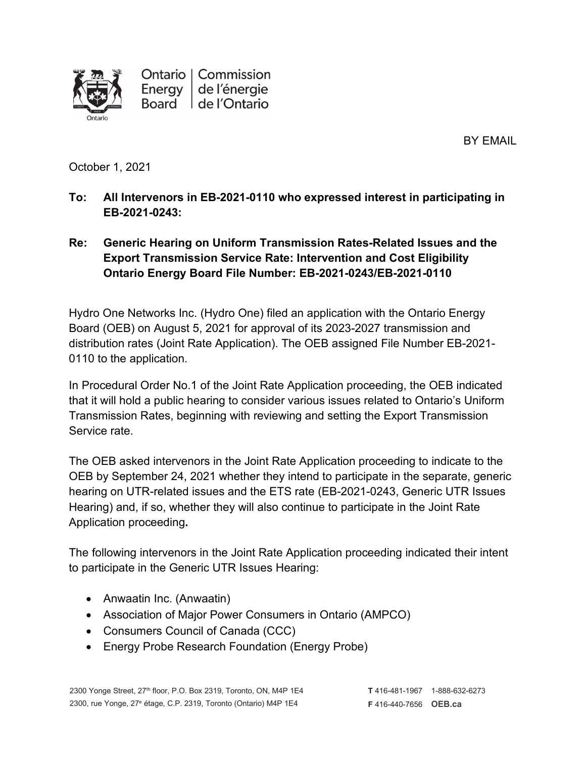Ontario Energy Board | Commission de l'énergie de l'Ontario

BY EMAIL

October 1, 2021

**To: All Intervenors in EB-2021-0110 who expressed interest in participating in EB-2021-0243:**

**Re: Generic Hearing on Uniform Transmission Rates-Related Issues and the Export Transmission Service Rate: Intervention and Cost Eligibility Ontario Energy Board File Number: EB-2021-0243/EB-2021-0110**

Hydro One Networks Inc. (Hydro One) filed an application with the Ontario Energy Board (OEB) on August 5, 2021 for approval of its 2023-2027 transmission and distribution rates (Joint Rate Application). The OEB assigned File Number EB-2021-0110 to the application.

In Procedural Order No.1 of the Joint Rate Application proceeding, the OEB indicated that it will hold a public hearing to consider various issues related to Ontario's Uniform Transmission Rates, beginning with reviewing and setting the Export Transmission Service rate.

The OEB asked intervenors in the Joint Rate Application proceeding to indicate to the OEB by September 24, 2021 whether they intend to participate in the separate, generic hearing on UTR-related issues and the ETS rate (EB-2021-0243, Generic UTR Issues Hearing) and, if so, whether they will also continue to participate in the Joint Rate Application proceeding**.**

The following intervenors in the Joint Rate Application proceeding indicated their intent to participate in the Generic UTR Issues Hearing:

- Anwaatin Inc. (Anwaatin)
- Association of Major Power Consumers in Ontario (AMPCO)
- Consumers Council of Canada (CCC)
- Energy Probe Research Foundation (Energy Probe)

2300 Yonge Street, 27th floor, P.O. Box 2319, Toronto, ON, M4P 1E4
2300, rue Yonge, 27e étage, C.P. 2319, Toronto (Ontario) M4P 1E4

**T** 416-481-1967 1-888-632-6273
**F** 416-440-7656 **OEB.ca**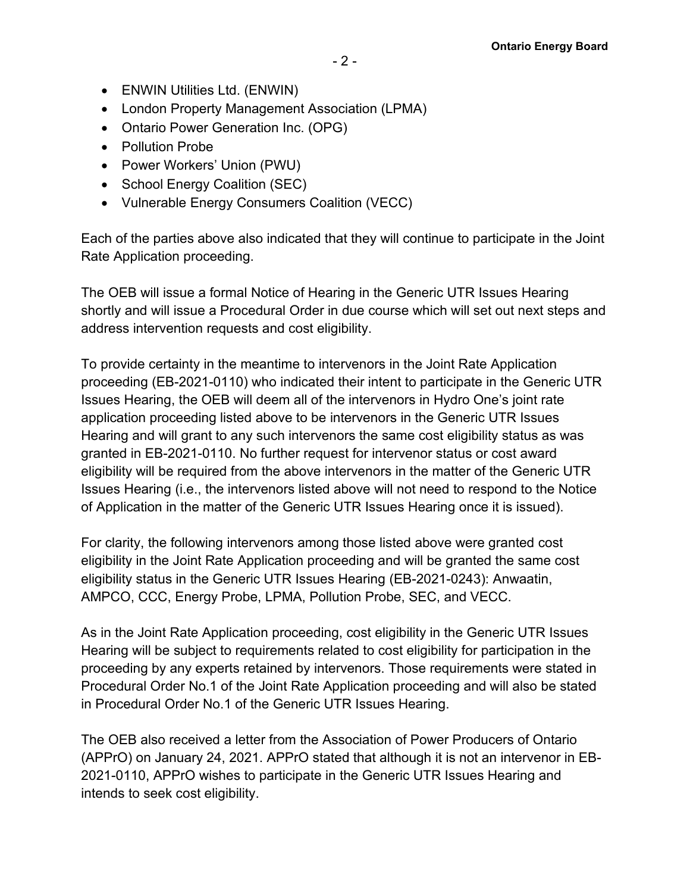- ENWIN Utilities Ltd. (ENWIN)
- London Property Management Association (LPMA)
- Ontario Power Generation Inc. (OPG)
- Pollution Probe
- Power Workers' Union (PWU)
- School Energy Coalition (SEC)
- Vulnerable Energy Consumers Coalition (VECC)

Each of the parties above also indicated that they will continue to participate in the Joint Rate Application proceeding.

The OEB will issue a formal Notice of Hearing in the Generic UTR Issues Hearing shortly and will issue a Procedural Order in due course which will set out next steps and address intervention requests and cost eligibility.

To provide certainty in the meantime to intervenors in the Joint Rate Application proceeding (EB-2021-0110) who indicated their intent to participate in the Generic UTR Issues Hearing, the OEB will deem all of the intervenors in Hydro One's joint rate application proceeding listed above to be intervenors in the Generic UTR Issues Hearing and will grant to any such intervenors the same cost eligibility status as was granted in EB-2021-0110. No further request for intervenor status or cost award eligibility will be required from the above intervenors in the matter of the Generic UTR Issues Hearing (i.e., the intervenors listed above will not need to respond to the Notice of Application in the matter of the Generic UTR Issues Hearing once it is issued).

For clarity, the following intervenors among those listed above were granted cost eligibility in the Joint Rate Application proceeding and will be granted the same cost eligibility status in the Generic UTR Issues Hearing (EB-2021-0243): Anwaatin, AMPCO, CCC, Energy Probe, LPMA, Pollution Probe, SEC, and VECC.

As in the Joint Rate Application proceeding, cost eligibility in the Generic UTR Issues Hearing will be subject to requirements related to cost eligibility for participation in the proceeding by any experts retained by intervenors. Those requirements were stated in Procedural Order No.1 of the Joint Rate Application proceeding and will also be stated in Procedural Order No.1 of the Generic UTR Issues Hearing.

The OEB also received a letter from the Association of Power Producers of Ontario (APPrO) on January 24, 2021. APPrO stated that although it is not an intervenor in EB-2021-0110, APPrO wishes to participate in the Generic UTR Issues Hearing and intends to seek cost eligibility.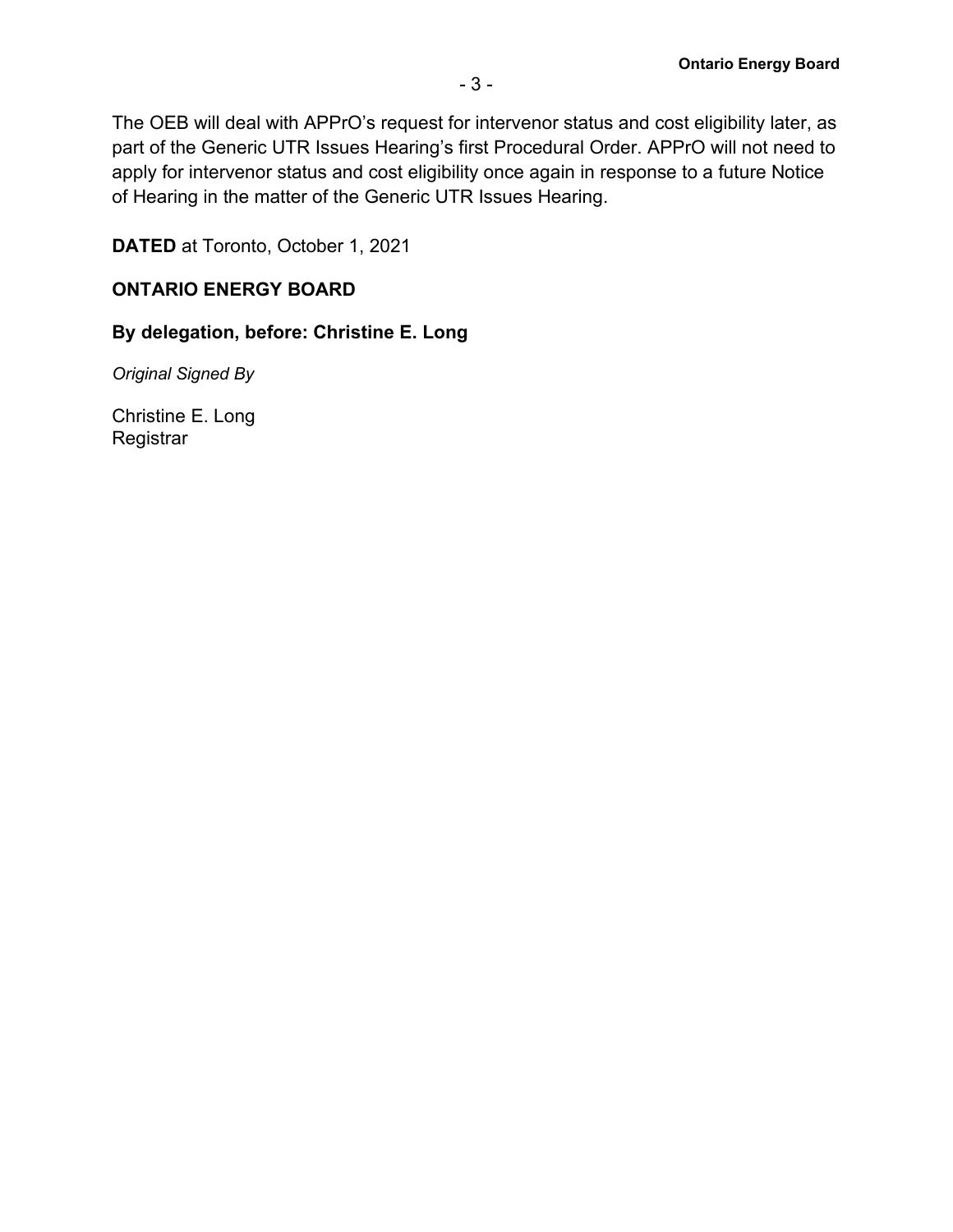The OEB will deal with APPrO's request for intervenor status and cost eligibility later, as part of the Generic UTR Issues Hearing's first Procedural Order. APPrO will not need to apply for intervenor status and cost eligibility once again in response to a future Notice of Hearing in the matter of the Generic UTR Issues Hearing.

**DATED** at Toronto, October 1, 2021

**ONTARIO ENERGY BOARD**

**By delegation, before: Christine E. Long**

*Original Signed By*

Christine E. Long
Registrar